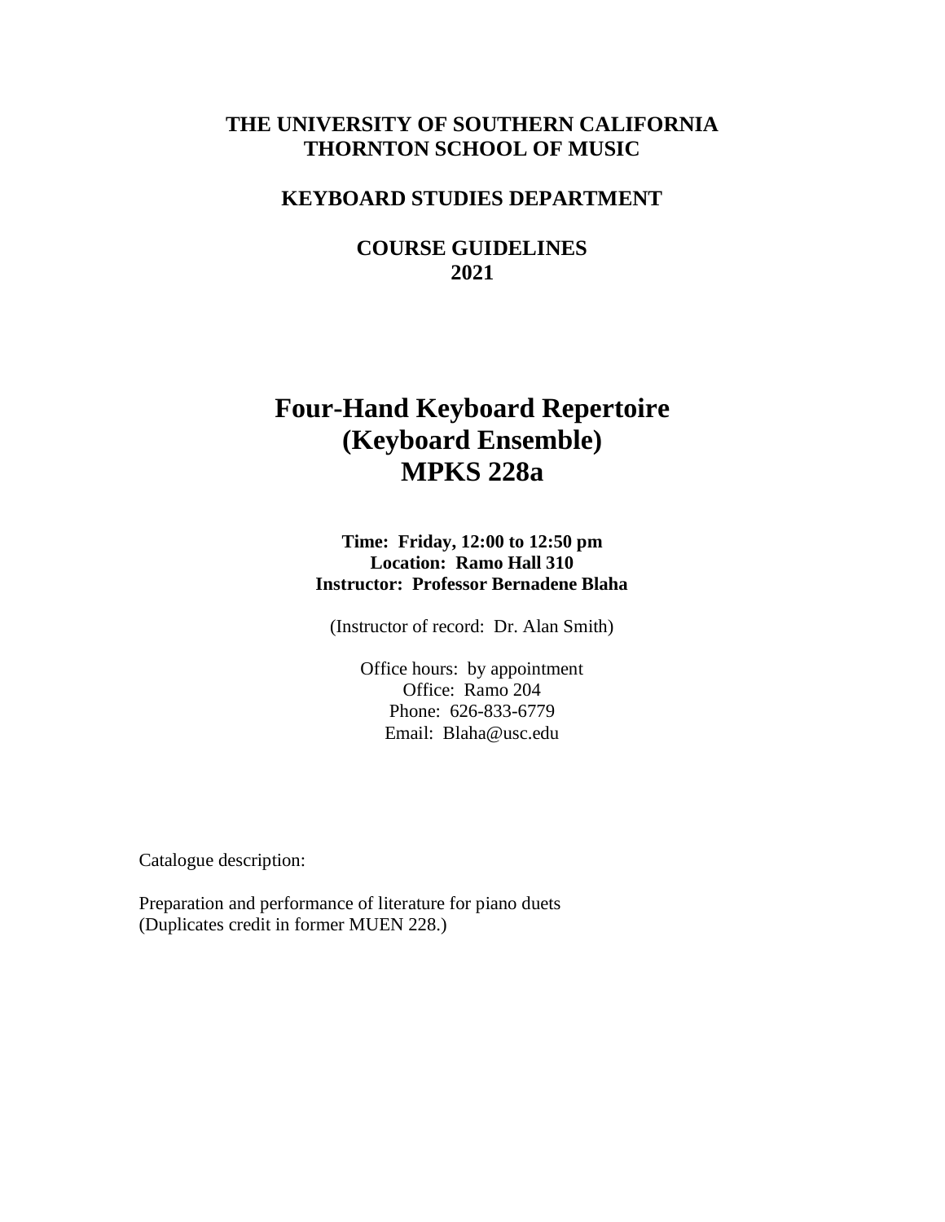**THE UNIVERSITY OF SOUTHERN CALIFORNIA**
**THORNTON SCHOOL OF MUSIC**

**KEYBOARD STUDIES DEPARTMENT**

**COURSE GUIDELINES**
**2021**

# Four-Hand Keyboard Repertoire (Keyboard Ensemble) MPKS 228a

**Time: Friday, 12:00 to 12:50 pm**
**Location: Ramo Hall 310**
**Instructor: Professor Bernadene Blaha**

(Instructor of record: Dr. Alan Smith)

Office hours: by appointment
Office: Ramo 204
Phone: 626-833-6779
Email: Blaha@usc.edu

Catalogue description:

Preparation and performance of literature for piano duets
(Duplicates credit in former MUEN 228.)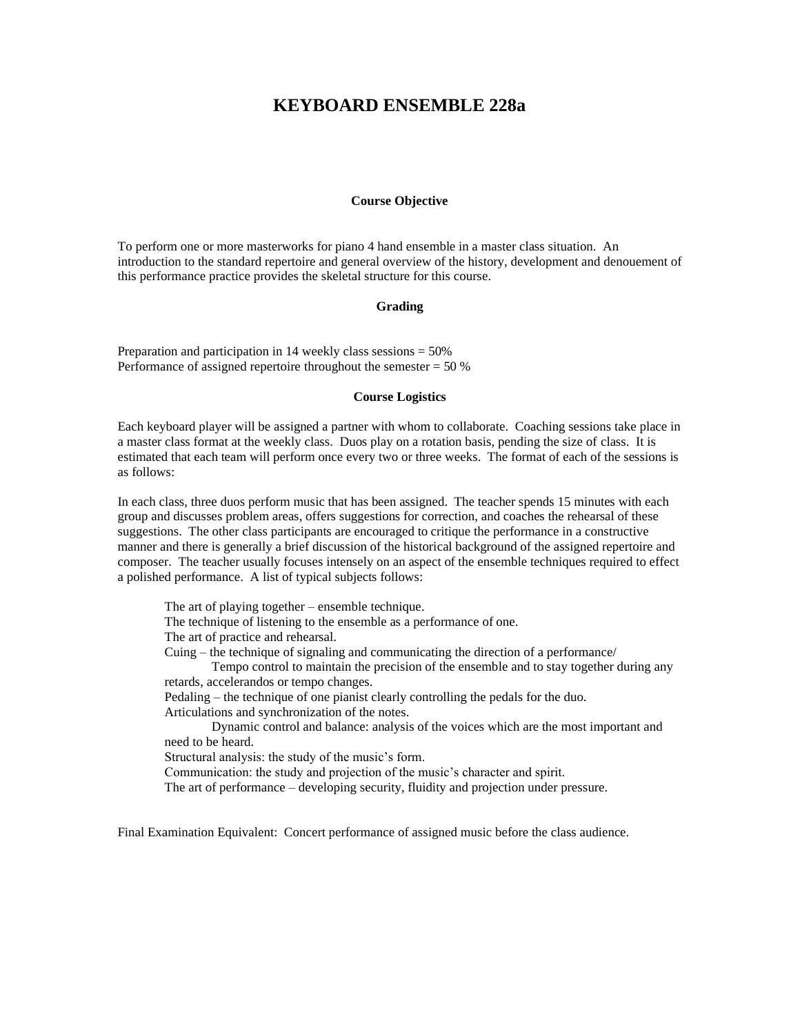# KEYBOARD ENSEMBLE 228a

### Course Objective

To perform one or more masterworks for piano 4 hand ensemble in a master class situation. An introduction to the standard repertoire and general overview of the history, development and denouement of this performance practice provides the skeletal structure for this course.

### Grading

Preparation and participation in 14 weekly class sessions = 50%
Performance of assigned repertoire throughout the semester = 50 %

### Course Logistics

Each keyboard player will be assigned a partner with whom to collaborate. Coaching sessions take place in a master class format at the weekly class. Duos play on a rotation basis, pending the size of class. It is estimated that each team will perform once every two or three weeks. The format of each of the sessions is as follows:

In each class, three duos perform music that has been assigned. The teacher spends 15 minutes with each group and discusses problem areas, offers suggestions for correction, and coaches the rehearsal of these suggestions. The other class participants are encouraged to critique the performance in a constructive manner and there is generally a brief discussion of the historical background of the assigned repertoire and composer. The teacher usually focuses intensely on an aspect of the ensemble techniques required to effect a polished performance. A list of typical subjects follows:

The art of playing together – ensemble technique.
The technique of listening to the ensemble as a performance of one.
The art of practice and rehearsal.
Cuing – the technique of signaling and communicating the direction of a performance/
Tempo control to maintain the precision of the ensemble and to stay together during any retards, accelerandos or tempo changes.
Pedaling – the technique of one pianist clearly controlling the pedals for the duo.
Articulations and synchronization of the notes.
Dynamic control and balance: analysis of the voices which are the most important and need to be heard.
Structural analysis: the study of the music's form.
Communication: the study and projection of the music's character and spirit.
The art of performance – developing security, fluidity and projection under pressure.

Final Examination Equivalent: Concert performance of assigned music before the class audience.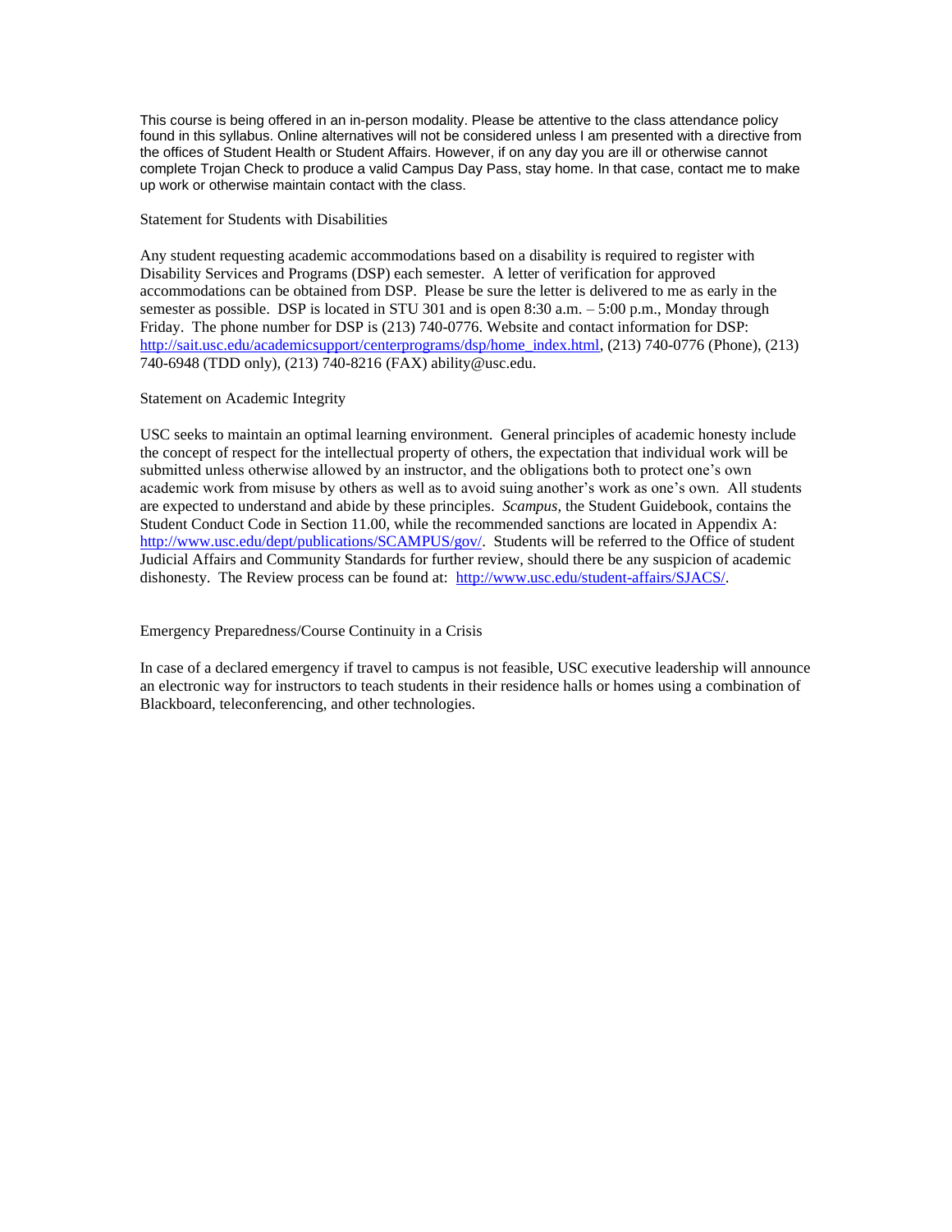This course is being offered in an in-person modality. Please be attentive to the class attendance policy found in this syllabus. Online alternatives will not be considered unless I am presented with a directive from the offices of Student Health or Student Affairs. However, if on any day you are ill or otherwise cannot complete Trojan Check to produce a valid Campus Day Pass, stay home. In that case, contact me to make up work or otherwise maintain contact with the class.

Statement for Students with Disabilities

Any student requesting academic accommodations based on a disability is required to register with Disability Services and Programs (DSP) each semester. A letter of verification for approved accommodations can be obtained from DSP. Please be sure the letter is delivered to me as early in the semester as possible. DSP is located in STU 301 and is open 8:30 a.m. – 5:00 p.m., Monday through Friday. The phone number for DSP is (213) 740-0776. Website and contact information for DSP: [http://sait.usc.edu/academicsupport/centerprograms/dsp/home_index.html](http://sait.usc.edu/academicsupport/centerprograms/dsp/home_index.html), (213) 740-0776 (Phone), (213) 740-6948 (TDD only), (213) 740-8216 (FAX) ability@usc.edu.

Statement on Academic Integrity

USC seeks to maintain an optimal learning environment. General principles of academic honesty include the concept of respect for the intellectual property of others, the expectation that individual work will be submitted unless otherwise allowed by an instructor, and the obligations both to protect one's own academic work from misuse by others as well as to avoid suing another's work as one's own. All students are expected to understand and abide by these principles. *Scampus*, the Student Guidebook, contains the Student Conduct Code in Section 11.00, while the recommended sanctions are located in Appendix A: [http://www.usc.edu/dept/publications/SCAMPUS/gov/](http://www.usc.edu/dept/publications/SCAMPUS/gov/). Students will be referred to the Office of student Judicial Affairs and Community Standards for further review, should there be any suspicion of academic dishonesty. The Review process can be found at: [http://www.usc.edu/student-affairs/SJACS/](http://www.usc.edu/student-affairs/SJACS/).

Emergency Preparedness/Course Continuity in a Crisis

In case of a declared emergency if travel to campus is not feasible, USC executive leadership will announce an electronic way for instructors to teach students in their residence halls or homes using a combination of Blackboard, teleconferencing, and other technologies.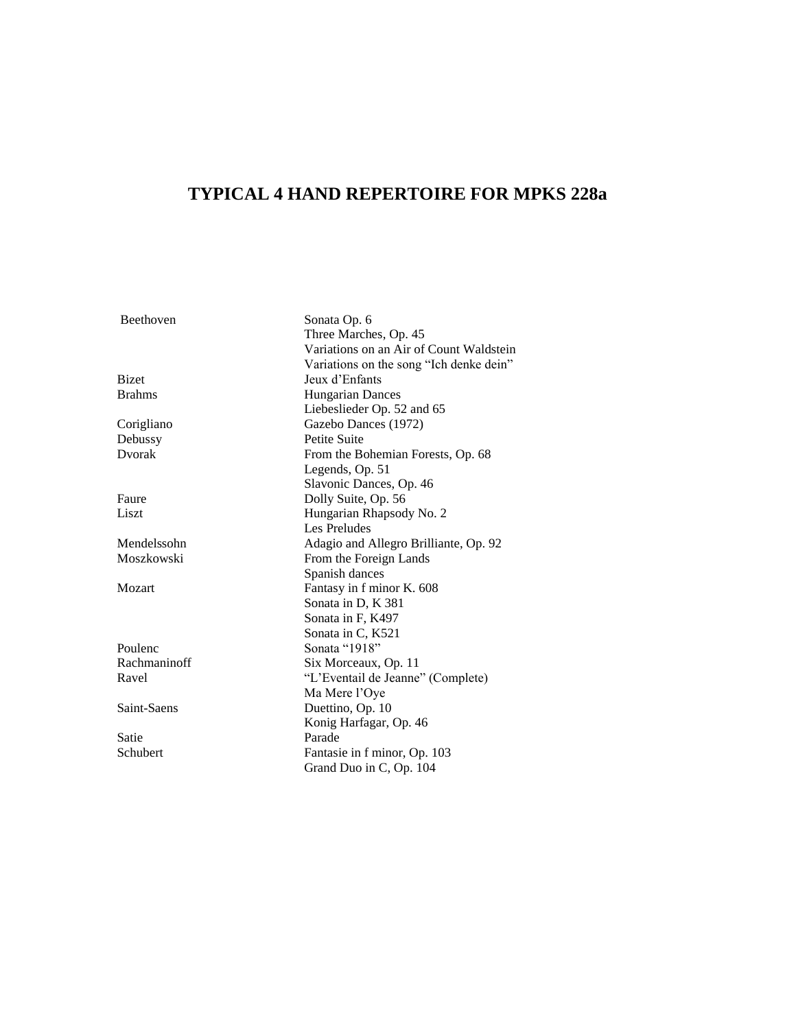# TYPICAL 4 HAND REPERTOIRE FOR MPKS 228a

| | |
|---|---|
| Beethoven | Sonata Op. 6 |
| | Three Marches, Op. 45 |
| | Variations on an Air of Count Waldstein |
| | Variations on the song "Ich denke dein" |
| Bizet | Jeux d'Enfants |
| Brahms | Hungarian Dances |
| | Liebeslieder Op. 52 and 65 |
| Corigliano | Gazebo Dances (1972) |
| Debussy | Petite Suite |
| Dvorak | From the Bohemian Forests, Op. 68 |
| | Legends, Op. 51 |
| | Slavonic Dances, Op. 46 |
| Faure | Dolly Suite, Op. 56 |
| Liszt | Hungarian Rhapsody No. 2 |
| | Les Preludes |
| Mendelssohn | Adagio and Allegro Brilliante, Op. 92 |
| Moszkowski | From the Foreign Lands |
| | Spanish dances |
| Mozart | Fantasy in f minor K. 608 |
| | Sonata in D, K 381 |
| | Sonata in F, K497 |
| | Sonata in C, K521 |
| Poulenc | Sonata "1918" |
| Rachmaninoff | Six Morceaux, Op. 11 |
| Ravel | "L'Eventail de Jeanne" (Complete) |
| | Ma Mere l'Oye |
| Saint-Saens | Duettino, Op. 10 |
| | Konig Harfagar, Op. 46 |
| Satie | Parade |
| Schubert | Fantasie in f minor, Op. 103 |
| | Grand Duo in C, Op. 104 |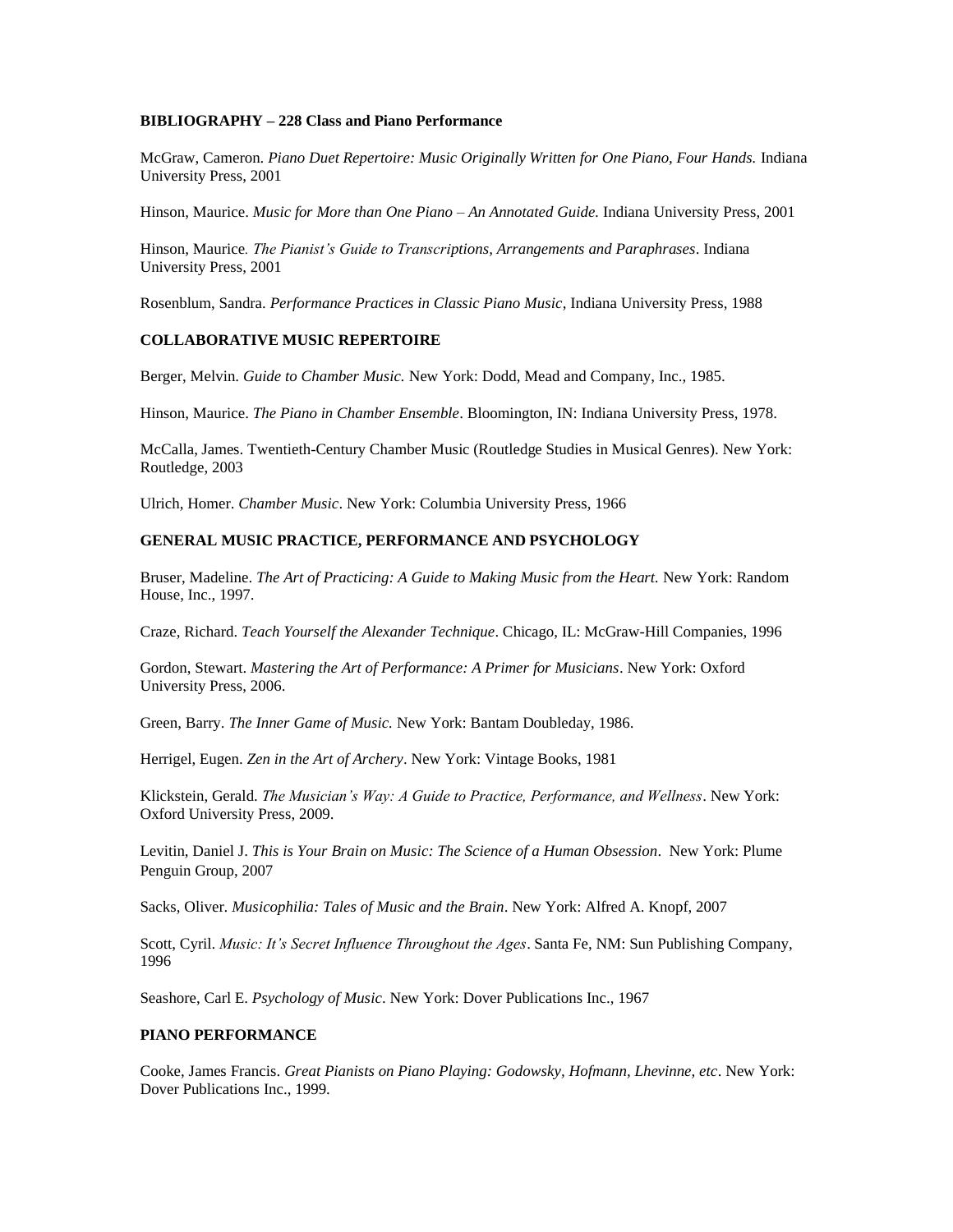**BIBLIOGRAPHY – 228 Class and Piano Performance**

McGraw, Cameron. *Piano Duet Repertoire: Music Originally Written for One Piano, Four Hands.* Indiana University Press, 2001

Hinson, Maurice. *Music for More than One Piano – An Annotated Guide.* Indiana University Press, 2001

Hinson, Maurice*. The Pianist's Guide to Transcriptions, Arrangements and Paraphrases*. Indiana University Press, 2001

Rosenblum, Sandra. *Performance Practices in Classic Piano Music*, Indiana University Press, 1988

**COLLABORATIVE MUSIC REPERTOIRE**

Berger, Melvin. *Guide to Chamber Music.* New York: Dodd, Mead and Company, Inc., 1985.

Hinson, Maurice. *The Piano in Chamber Ensemble*. Bloomington, IN: Indiana University Press, 1978.

McCalla, James. Twentieth-Century Chamber Music (Routledge Studies in Musical Genres). New York: Routledge, 2003

Ulrich, Homer. *Chamber Music*. New York: Columbia University Press, 1966

**GENERAL MUSIC PRACTICE, PERFORMANCE AND PSYCHOLOGY**

Bruser, Madeline. *The Art of Practicing: A Guide to Making Music from the Heart.* New York: Random House, Inc., 1997.

Craze, Richard. *Teach Yourself the Alexander Technique*. Chicago, IL: McGraw-Hill Companies, 1996

Gordon, Stewart. *Mastering the Art of Performance: A Primer for Musicians*. New York: Oxford University Press, 2006.

Green, Barry. *The Inner Game of Music.* New York: Bantam Doubleday, 1986.

Herrigel, Eugen. *Zen in the Art of Archery*. New York: Vintage Books, 1981

Klickstein, Gerald. *The Musician's Way: A Guide to Practice, Performance, and Wellness*. New York: Oxford University Press, 2009.

Levitin, Daniel J. *This is Your Brain on Music: The Science of a Human Obsession*. New York: Plume Penguin Group, 2007

Sacks, Oliver. *Musicophilia: Tales of Music and the Brain*. New York: Alfred A. Knopf, 2007

Scott, Cyril. *Music: It's Secret Influence Throughout the Ages*. Santa Fe, NM: Sun Publishing Company, 1996

Seashore, Carl E. *Psychology of Music*. New York: Dover Publications Inc., 1967

**PIANO PERFORMANCE**

Cooke, James Francis. *Great Pianists on Piano Playing: Godowsky, Hofmann, Lhevinne, etc*. New York: Dover Publications Inc., 1999.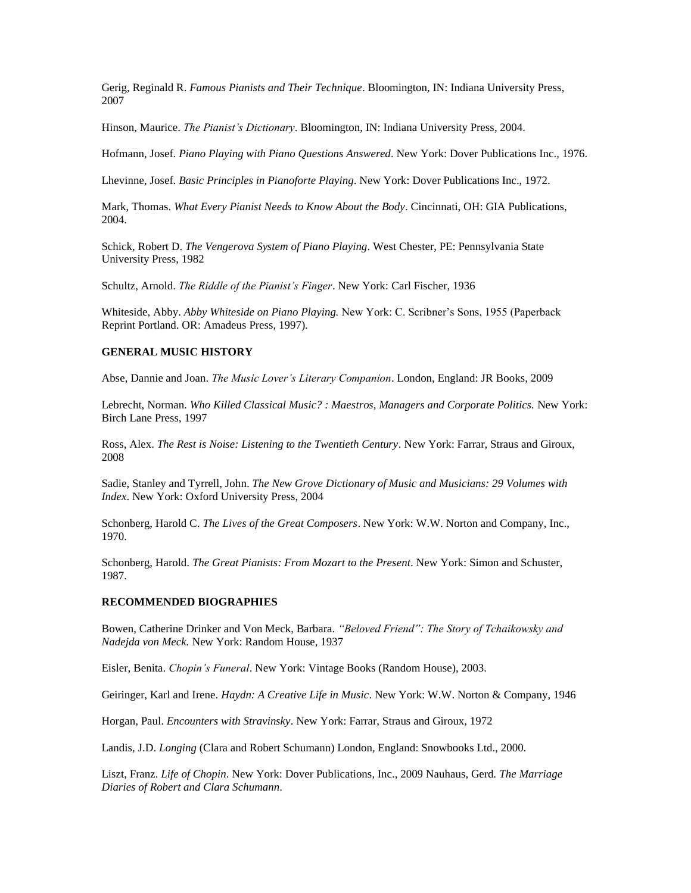Gerig, Reginald R. *Famous Pianists and Their Technique*. Bloomington, IN: Indiana University Press, 2007

Hinson, Maurice. *The Pianist's Dictionary*. Bloomington, IN: Indiana University Press, 2004.

Hofmann, Josef. *Piano Playing with Piano Questions Answered*. New York: Dover Publications Inc., 1976.

Lhevinne, Josef. *Basic Principles in Pianoforte Playing*. New York: Dover Publications Inc., 1972.

Mark, Thomas. *What Every Pianist Needs to Know About the Body*. Cincinnati, OH: GIA Publications, 2004.

Schick, Robert D. *The Vengerova System of Piano Playing*. West Chester, PE: Pennsylvania State University Press, 1982

Schultz, Arnold. *The Riddle of the Pianist's Finger*. New York: Carl Fischer, 1936

Whiteside, Abby. *Abby Whiteside on Piano Playing.* New York: C. Scribner's Sons, 1955 (Paperback Reprint Portland. OR: Amadeus Press, 1997).

**GENERAL MUSIC HISTORY**

Abse, Dannie and Joan. *The Music Lover's Literary Companion*. London, England: JR Books, 2009

Lebrecht, Norman. *Who Killed Classical Music? : Maestros, Managers and Corporate Politics.* New York: Birch Lane Press, 1997

Ross, Alex. *The Rest is Noise: Listening to the Twentieth Century*. New York: Farrar, Straus and Giroux, 2008

Sadie, Stanley and Tyrrell, John. *The New Grove Dictionary of Music and Musicians: 29 Volumes with Index*. New York: Oxford University Press, 2004

Schonberg, Harold C. *The Lives of the Great Composers*. New York: W.W. Norton and Company, Inc., 1970.

Schonberg, Harold. *The Great Pianists: From Mozart to the Present*. New York: Simon and Schuster, 1987.

**RECOMMENDED BIOGRAPHIES**

Bowen, Catherine Drinker and Von Meck, Barbara. *"Beloved Friend": The Story of Tchaikowsky and Nadejda von Meck.* New York: Random House, 1937

Eisler, Benita. *Chopin's Funeral*. New York: Vintage Books (Random House), 2003.

Geiringer, Karl and Irene. *Haydn: A Creative Life in Music*. New York: W.W. Norton & Company, 1946

Horgan, Paul. *Encounters with Stravinsky*. New York: Farrar, Straus and Giroux, 1972

Landis, J.D. *Longing* (Clara and Robert Schumann) London, England: Snowbooks Ltd., 2000.

Liszt, Franz. *Life of Chopin*. New York: Dover Publications, Inc., 2009 Nauhaus, Gerd. *The Marriage Diaries of Robert and Clara Schumann*.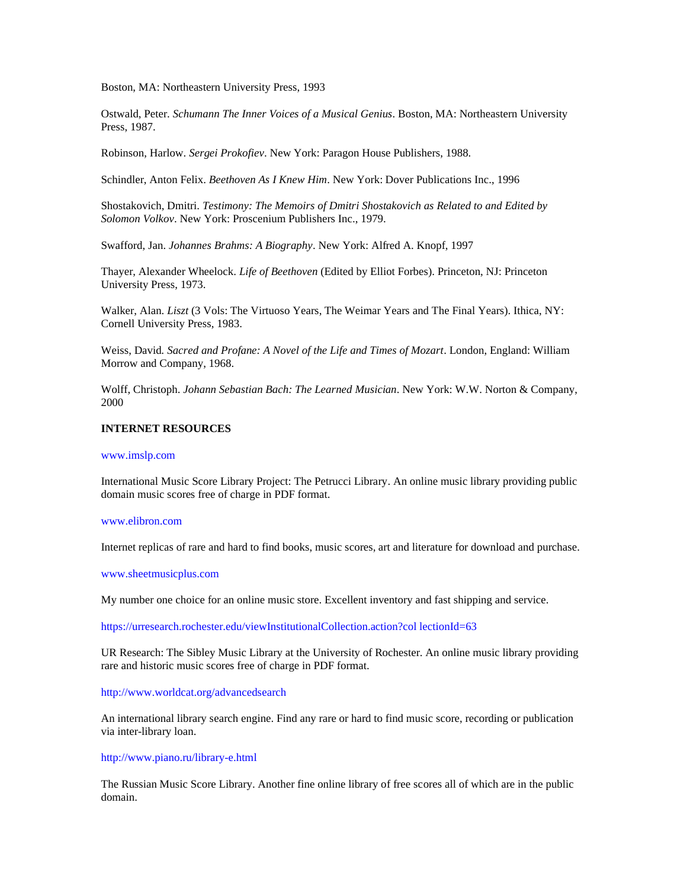Boston, MA: Northeastern University Press, 1993

Ostwald, Peter. *Schumann The Inner Voices of a Musical Genius*. Boston, MA: Northeastern University Press, 1987.

Robinson, Harlow. *Sergei Prokofiev*. New York: Paragon House Publishers, 1988.

Schindler, Anton Felix. *Beethoven As I Knew Him*. New York: Dover Publications Inc., 1996

Shostakovich, Dmitri. *Testimony: The Memoirs of Dmitri Shostakovich as Related to and Edited by Solomon Volkov*. New York: Proscenium Publishers Inc., 1979.

Swafford, Jan. *Johannes Brahms: A Biography*. New York: Alfred A. Knopf, 1997

Thayer, Alexander Wheelock. *Life of Beethoven* (Edited by Elliot Forbes). Princeton, NJ: Princeton University Press, 1973.

Walker, Alan. *Liszt* (3 Vols: The Virtuoso Years, The Weimar Years and The Final Years). Ithica, NY: Cornell University Press, 1983.

Weiss, David. *Sacred and Profane: A Novel of the Life and Times of Mozart*. London, England: William Morrow and Company, 1968.

Wolff, Christoph. *Johann Sebastian Bach: The Learned Musician*. New York: W.W. Norton & Company, 2000

**INTERNET RESOURCES**

www.imslp.com

International Music Score Library Project: The Petrucci Library. An online music library providing public domain music scores free of charge in PDF format.

www.elibron.com

Internet replicas of rare and hard to find books, music scores, art and literature for download and purchase.

www.sheetmusicplus.com

My number one choice for an online music store. Excellent inventory and fast shipping and service.

https://urresearch.rochester.edu/viewInstitutionalCollection.action?col lectionId=63

UR Research: The Sibley Music Library at the University of Rochester. An online music library providing rare and historic music scores free of charge in PDF format.

http://www.worldcat.org/advancedsearch

An international library search engine. Find any rare or hard to find music score, recording or publication via inter-library loan.

http://www.piano.ru/library-e.html

The Russian Music Score Library. Another fine online library of free scores all of which are in the public domain.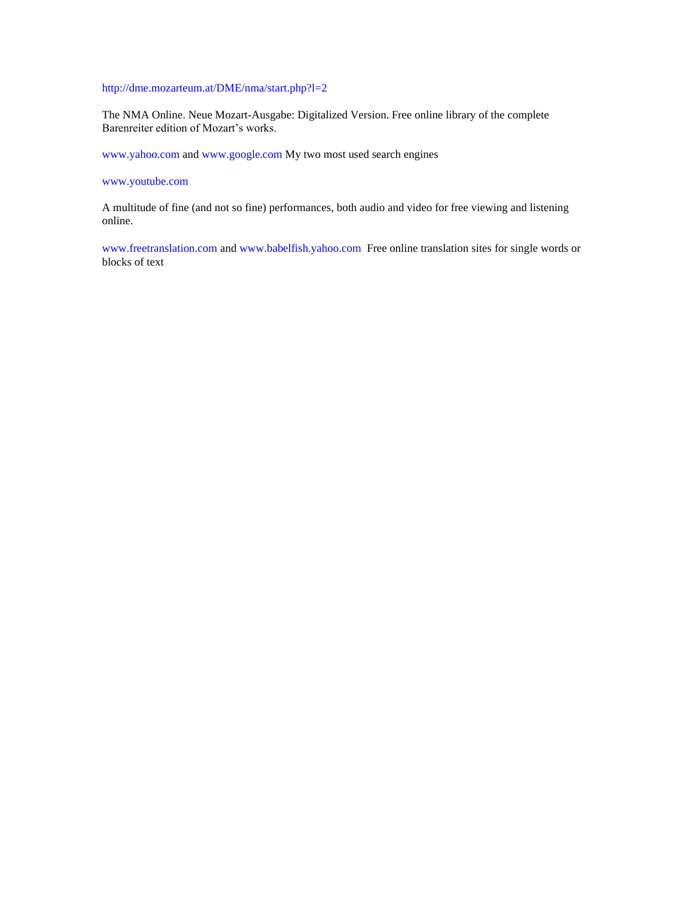http://dme.mozarteum.at/DME/nma/start.php?l=2

The NMA Online. Neue Mozart-Ausgabe: Digitalized Version. Free online library of the complete Barenreiter edition of Mozart's works.

www.yahoo.com and www.google.com My two most used search engines

www.youtube.com

A multitude of fine (and not so fine) performances, both audio and video for free viewing and listening online.

www.freetranslation.com and www.babelfish.yahoo.com Free online translation sites for single words or blocks of text